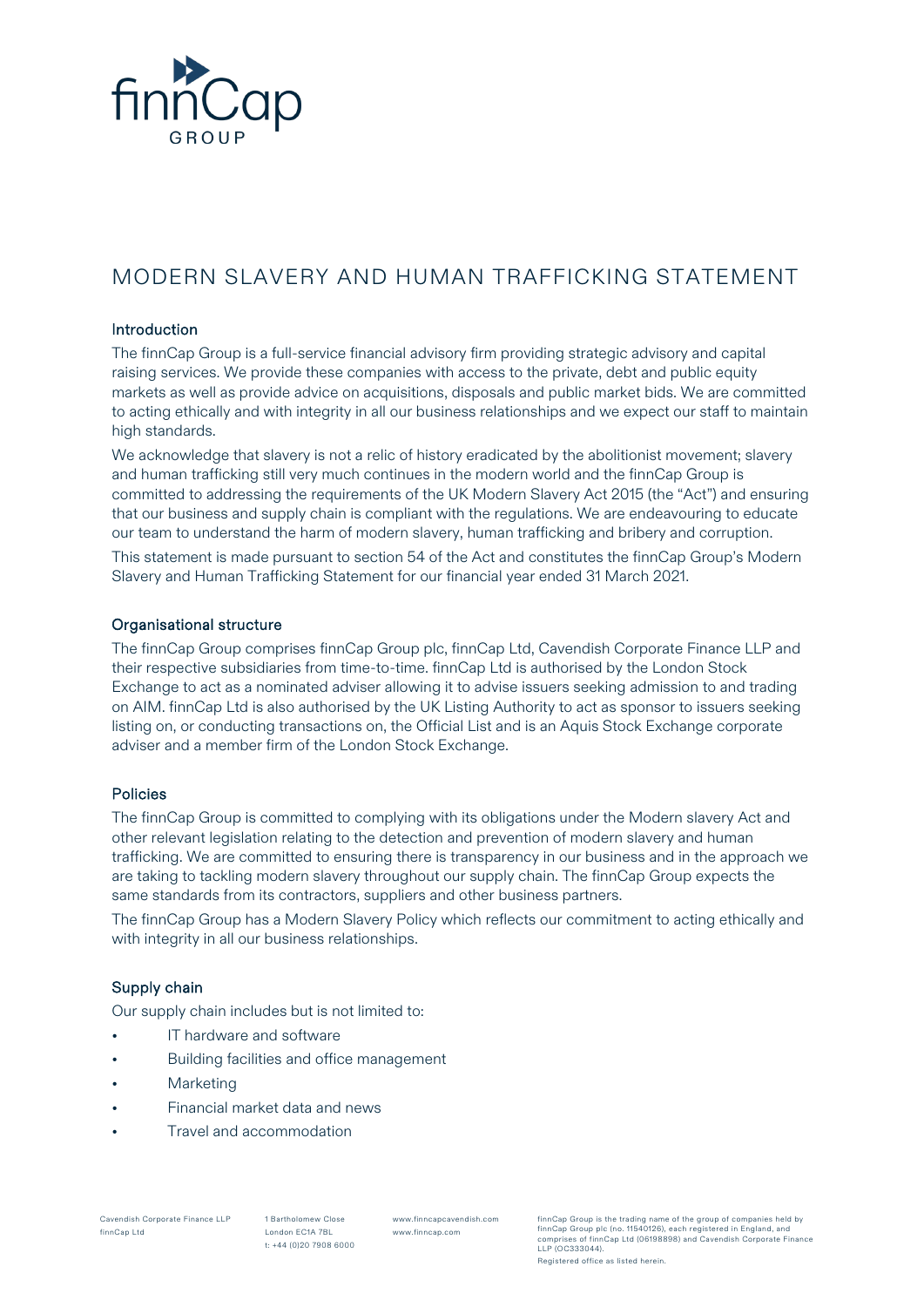# MODERN SLAVERY AND HUMAN TRAFFICKING STATEMENT

## Introduction

The finnCap Group is a full-service financial advisory firm providing strategic advisory and capital raising services. We provide these companies with access to the private, debt and public equity markets as well as provide advice on acquisitions, disposals and public market bids. We are committed to acting ethically and with integrity in all our business relationships and we expect our staff to maintain high standards.

We acknowledge that slavery is not a relic of history eradicated by the abolitionist movement; slavery and human trafficking still very much continues in the modern world and the finnCap Group is committed to addressing the requirements of the UK Modern Slavery Act 2015 (the "Act") and ensuring that our business and supply chain is compliant with the regulations. We are endeavouring to educate our team to understand the harm of modern slavery, human trafficking and bribery and corruption.

This statement is made pursuant to section 54 of the Act and constitutes the finnCap Group's Modern Slavery and Human Trafficking Statement for our financial year ended 31 March 2021.

## Organisational structure

The finnCap Group comprises finnCap Group plc, finnCap Ltd, Cavendish Corporate Finance LLP and their respective subsidiaries from time-to-time. finnCap Ltd is authorised by the London Stock Exchange to act as a nominated adviser allowing it to advise issuers seeking admission to and trading on AIM. finnCap Ltd is also authorised by the UK Listing Authority to act as sponsor to issuers seeking listing on, or conducting transactions on, the Official List and is an Aquis Stock Exchange corporate adviser and a member firm of the London Stock Exchange.

## Policies

The finnCap Group is committed to complying with its obligations under the Modern slavery Act and other relevant legislation relating to the detection and prevention of modern slavery and human trafficking. We are committed to ensuring there is transparency in our business and in the approach we are taking to tackling modern slavery throughout our supply chain. The finnCap Group expects the same standards from its contractors, suppliers and other business partners.

The finnCap Group has a Modern Slavery Policy which reflects our commitment to acting ethically and with integrity in all our business relationships.

## Supply chain

Our supply chain includes but is not limited to:

- IT hardware and software
- Building facilities and office management
- Marketing
- Financial market data and news
- Travel and accommodation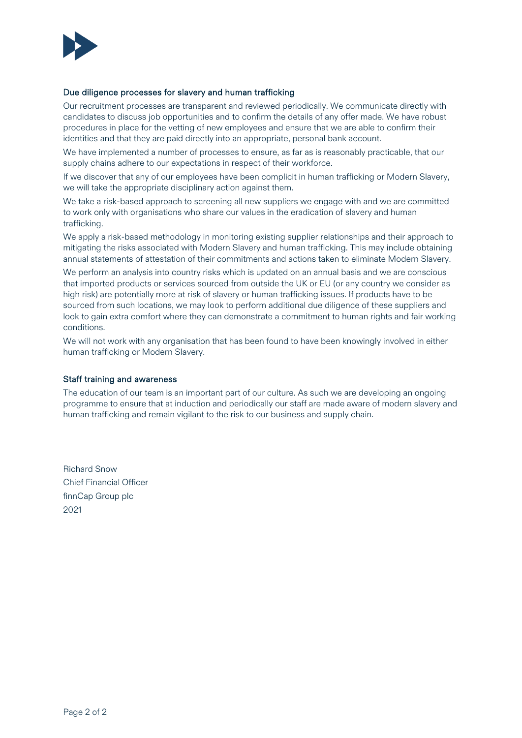## Due diligence processes for slavery and human trafficking

Our recruitment processes are transparent and reviewed periodically. We communicate directly with candidates to discuss job opportunities and to confirm the details of any offer made. We have robust procedures in place for the vetting of new employees and ensure that we are able to confirm their identities and that they are paid directly into an appropriate, personal bank account.

We have implemented a number of processes to ensure, as far as is reasonably practicable, that our supply chains adhere to our expectations in respect of their workforce.

If we discover that any of our employees have been complicit in human trafficking or Modern Slavery, we will take the appropriate disciplinary action against them.

We take a risk-based approach to screening all new suppliers we engage with and we are committed to work only with organisations who share our values in the eradication of slavery and human trafficking.

We apply a risk-based methodology in monitoring existing supplier relationships and their approach to mitigating the risks associated with Modern Slavery and human trafficking. This may include obtaining annual statements of attestation of their commitments and actions taken to eliminate Modern Slavery.

We perform an analysis into country risks which is updated on an annual basis and we are conscious that imported products or services sourced from outside the UK or EU (or any country we consider as high risk) are potentially more at risk of slavery or human trafficking issues. If products have to be sourced from such locations, we may look to perform additional due diligence of these suppliers and look to gain extra comfort where they can demonstrate a commitment to human rights and fair working conditions.

We will not work with any organisation that has been found to have been knowingly involved in either human trafficking or Modern Slavery.

## Staff training and awareness

The education of our team is an important part of our culture. As such we are developing an ongoing programme to ensure that at induction and periodically our staff are made aware of modern slavery and human trafficking and remain vigilant to the risk to our business and supply chain.

Richard Snow
Chief Financial Officer
finnCap Group plc
2021